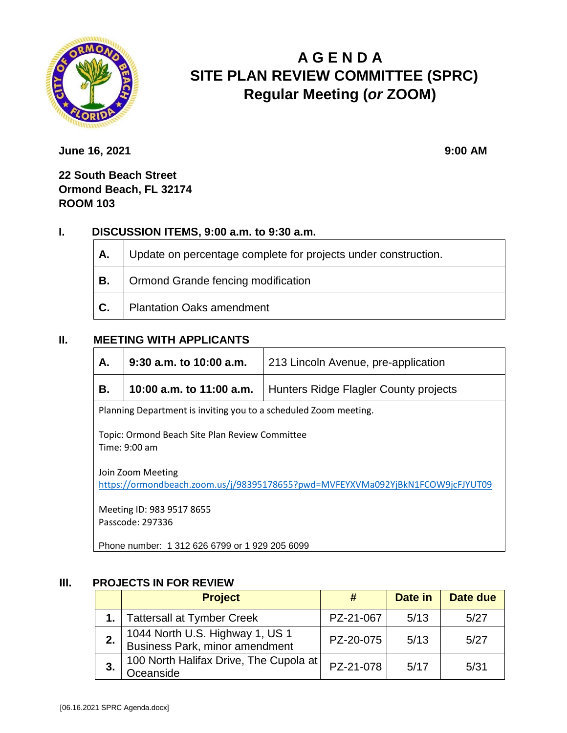# AGENDA
## SITE PLAN REVIEW COMMITTEE (SPRC)
## Regular Meeting (*or* ZOOM)

**June 16, 2021** **9:00 AM**

**22 South Beach Street**
**Ormond Beach, FL 32174**
**ROOM 103**

### I. DISCUSSION ITEMS, 9:00 a.m. to 9:30 a.m.

| | |
|---|---|
| **A.** | Update on percentage complete for projects under construction. |
| **B.** | Ormond Grande fencing modification |
| **C.** | Plantation Oaks amendment |

### II. MEETING WITH APPLICANTS

| | | |
|---|---|---|
| **A.** | **9:30 a.m. to 10:00 a.m.** | 213 Lincoln Avenue, pre-application |
| **B.** | **10:00 a.m. to 11:00 a.m.** | Hunters Ridge Flagler County projects |

Planning Department is inviting you to a scheduled Zoom meeting.

Topic: Ormond Beach Site Plan Review Committee
Time: 9:00 am

Join Zoom Meeting
https://ormondbeach.zoom.us/j/98395178655?pwd=MVFEYXVMa092YjBkN1FCOW9jcFJYUT09

Meeting ID: 983 9517 8655
Passcode: 297336

Phone number: 1 312 626 6799 or 1 929 205 6099

### III. PROJECTS IN FOR REVIEW

| | Project | # | Date in | Date due |
|---|---|---|---|---|
| **1.** | Tattersall at Tymber Creek | PZ-21-067 | 5/13 | 5/27 |
| **2.** | 1044 North U.S. Highway 1, US 1 Business Park, minor amendment | PZ-20-075 | 5/13 | 5/27 |
| **3.** | 100 North Halifax Drive, The Cupola at Oceanside | PZ-21-078 | 5/17 | 5/31 |

[06.16.2021 SPRC Agenda.docx]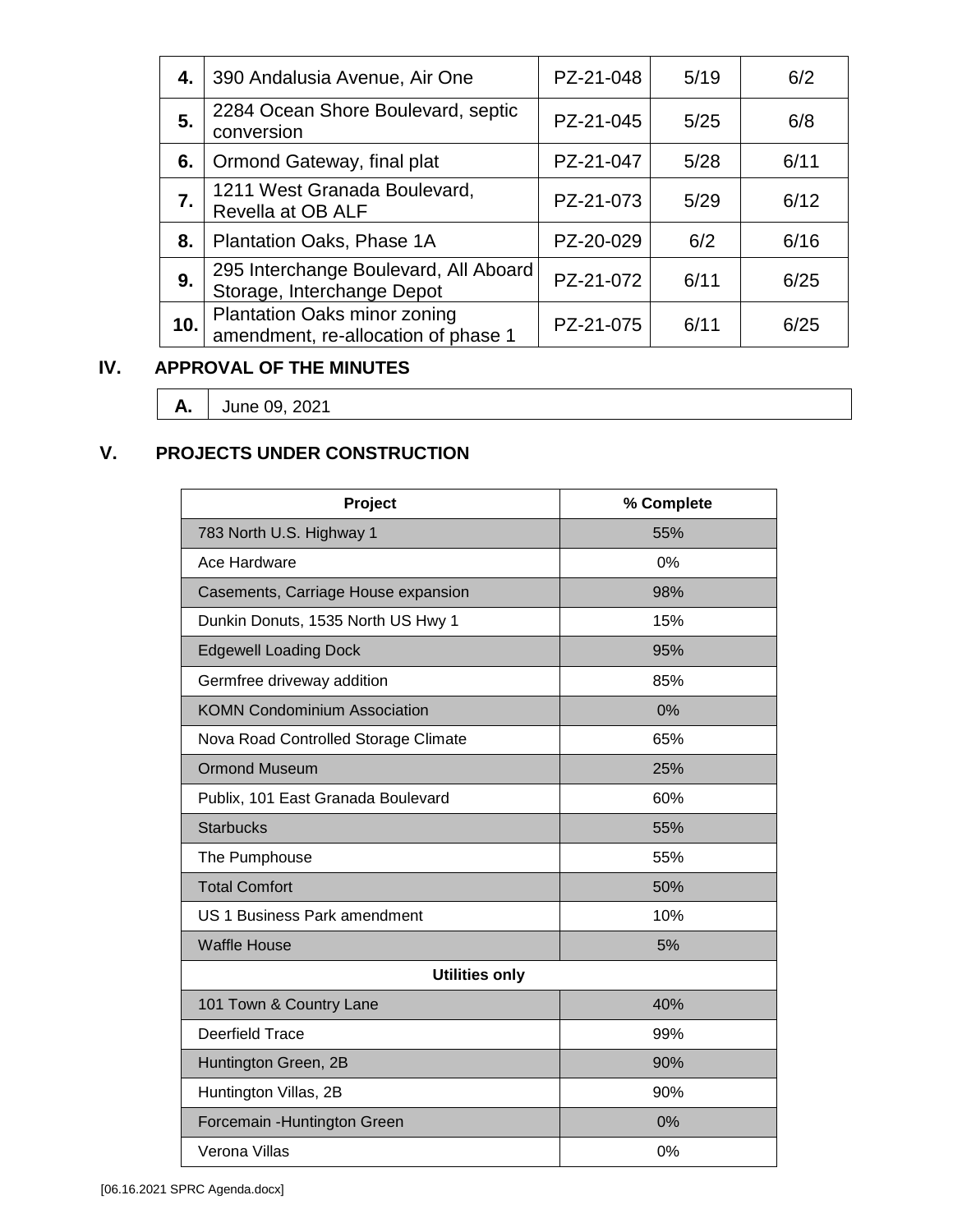| | | | | |
|---|---|---|---|---|
| **4.** | 390 Andalusia Avenue, Air One | PZ-21-048 | 5/19 | 6/2 |
| **5.** | 2284 Ocean Shore Boulevard, septic conversion | PZ-21-045 | 5/25 | 6/8 |
| **6.** | Ormond Gateway, final plat | PZ-21-047 | 5/28 | 6/11 |
| **7.** | 1211 West Granada Boulevard, Revella at OB ALF | PZ-21-073 | 5/29 | 6/12 |
| **8.** | Plantation Oaks, Phase 1A | PZ-20-029 | 6/2 | 6/16 |
| **9.** | 295 Interchange Boulevard, All Aboard Storage, Interchange Depot | PZ-21-072 | 6/11 | 6/25 |
| **10.** | Plantation Oaks minor zoning amendment, re-allocation of phase 1 | PZ-21-075 | 6/11 | 6/25 |

## IV. APPROVAL OF THE MINUTES

| | |
|---|---|
| **A.** | June 09, 2021 |

## V. PROJECTS UNDER CONSTRUCTION

| Project | % Complete |
|---|---|
| 783 North U.S. Highway 1 | 55% |
| Ace Hardware | 0% |
| Casements, Carriage House expansion | 98% |
| Dunkin Donuts, 1535 North US Hwy 1 | 15% |
| Edgewell Loading Dock | 95% |
| Germfree driveway addition | 85% |
| KOMN Condominium Association | 0% |
| Nova Road Controlled Storage Climate | 65% |
| Ormond Museum | 25% |
| Publix, 101 East Granada Boulevard | 60% |
| Starbucks | 55% |
| The Pumphouse | 55% |
| Total Comfort | 50% |
| US 1 Business Park amendment | 10% |
| Waffle House | 5% |
| **Utilities only** | |
| 101 Town & Country Lane | 40% |
| Deerfield Trace | 99% |
| Huntington Green, 2B | 90% |
| Huntington Villas, 2B | 90% |
| Forcemain -Huntington Green | 0% |
| Verona Villas | 0% |

[06.16.2021 SPRC Agenda.docx]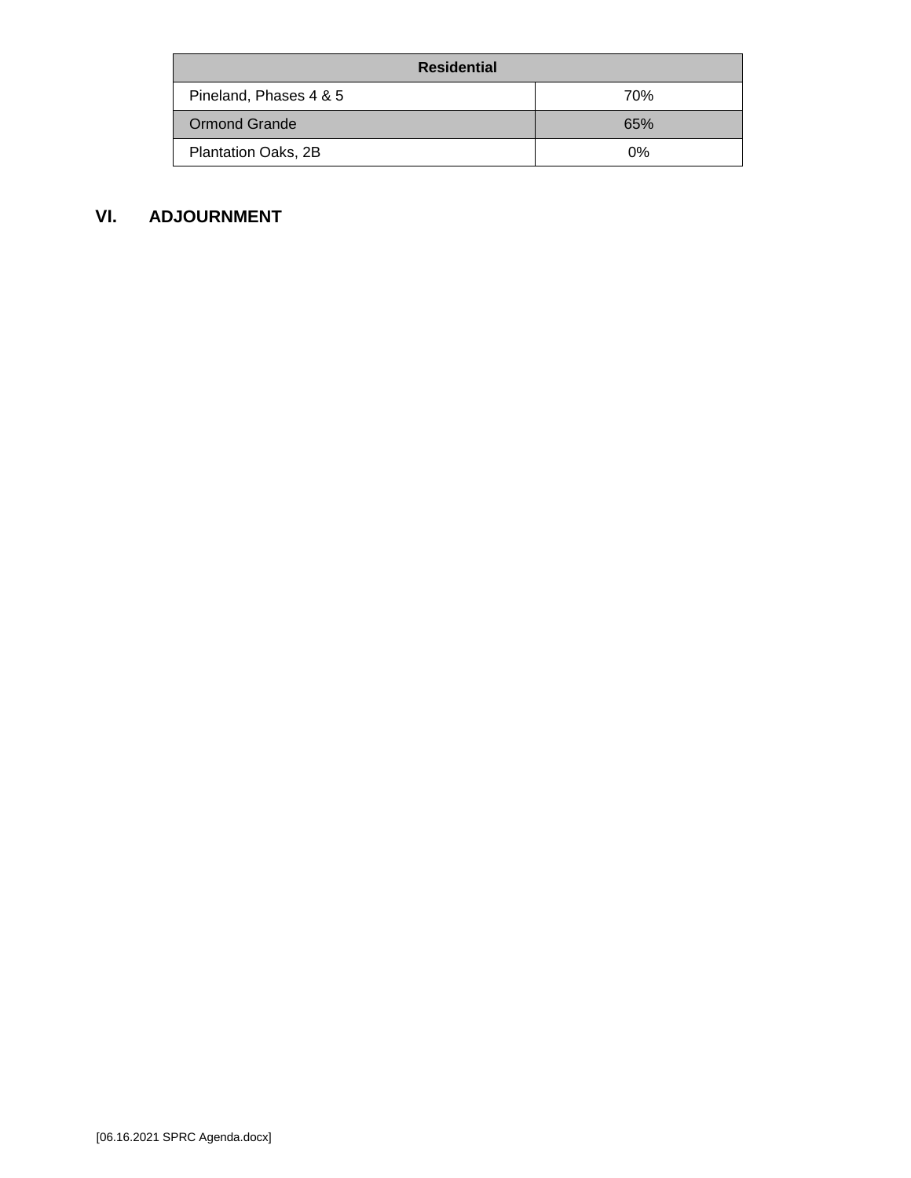| Residential | |
|---|---|
| Pineland, Phases 4 & 5 | 70% |
| Ormond Grande | 65% |
| Plantation Oaks, 2B | 0% |

## VI. ADJOURNMENT